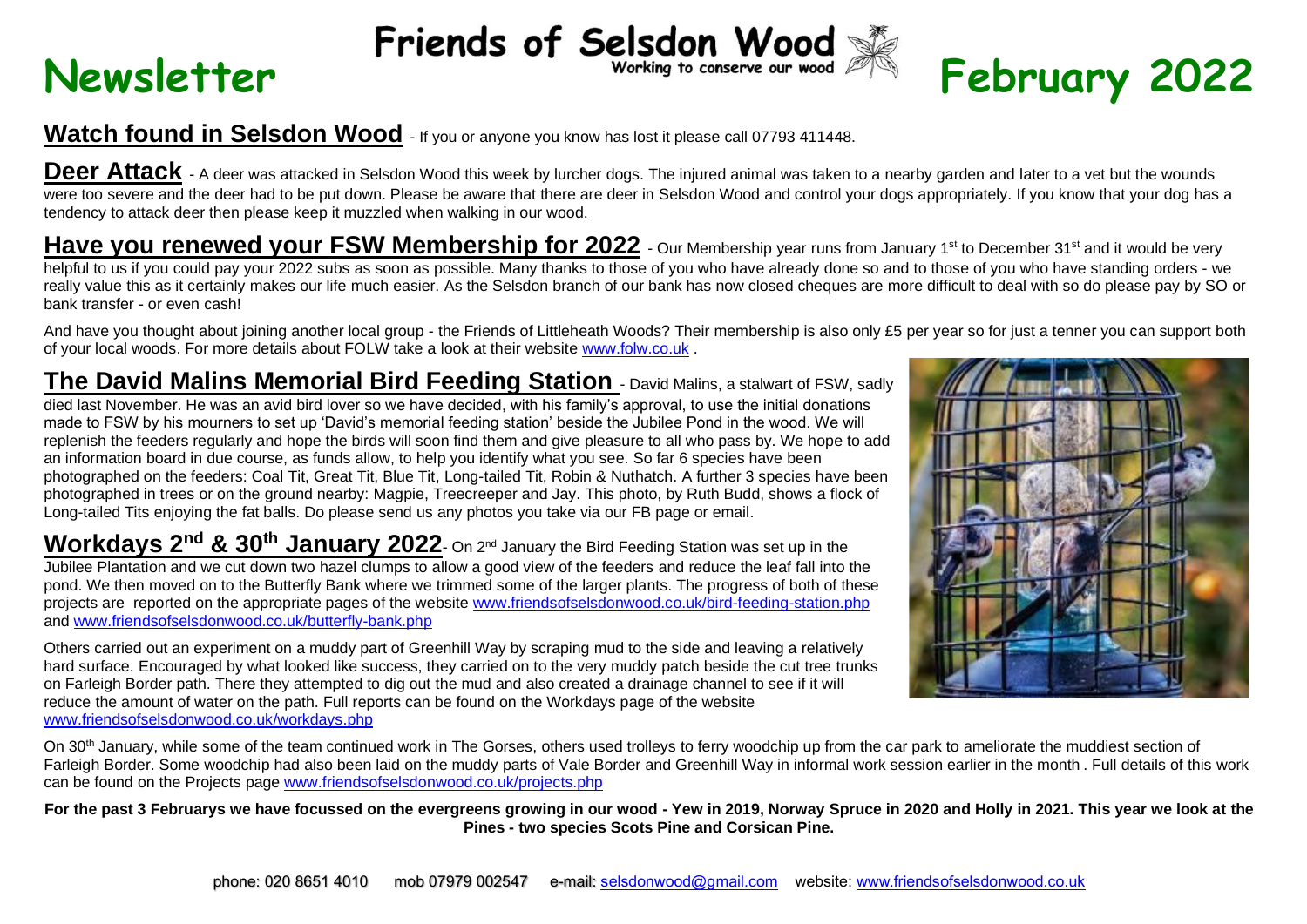# Newsletter — Friends of Selsdon Wood — February 2022

*Working to conserve our wood*

**Watch found in Selsdon Wood** - If you or anyone you know has lost it please call 07793 411448.

**Deer Attack** - A deer was attacked in Selsdon Wood this week by lurcher dogs. The injured animal was taken to a nearby garden and later to a vet but the wounds were too severe and the deer had to be put down. Please be aware that there are deer in Selsdon Wood and control your dogs appropriately. If you know that your dog has a tendency to attack deer then please keep it muzzled when walking in our wood.

**Have you renewed your FSW Membership for 2022** - Our Membership year runs from January 1st to December 31st and it would be very helpful to us if you could pay your 2022 subs as soon as possible. Many thanks to those of you who have already done so and to those of you who have standing orders - we really value this as it certainly makes our life much easier. As the Selsdon branch of our bank has now closed cheques are more difficult to deal with so do please pay by SO or bank transfer - or even cash!

And have you thought about joining another local group - the Friends of Littleheath Woods? Their membership is also only £5 per year so for just a tenner you can support both of your local woods. For more details about FOLW take a look at their website www.folw.co.uk .

**The David Malins Memorial Bird Feeding Station** - David Malins, a stalwart of FSW, sadly died last November. He was an avid bird lover so we have decided, with his family's approval, to use the initial donations made to FSW by his mourners to set up 'David's memorial feeding station' beside the Jubilee Pond in the wood. We will replenish the feeders regularly and hope the birds will soon find them and give pleasure to all who pass by. We hope to add an information board in due course, as funds allow, to help you identify what you see. So far 6 species have been photographed on the feeders: Coal Tit, Great Tit, Blue Tit, Long-tailed Tit, Robin & Nuthatch. A further 3 species have been photographed in trees or on the ground nearby: Magpie, Treecreeper and Jay. This photo, by Ruth Budd, shows a flock of Long-tailed Tits enjoying the fat balls. Do please send us any photos you take via our FB page or email.

**Workdays 2nd & 30th January 2022** - On 2nd January the Bird Feeding Station was set up in the Jubilee Plantation and we cut down two hazel clumps to allow a good view of the feeders and reduce the leaf fall into the pond. We then moved on to the Butterfly Bank where we trimmed some of the larger plants. The progress of both of these projects are reported on the appropriate pages of the website www.friendsofselsdonwood.co.uk/bird-feeding-station.php and www.friendsofselsdonwood.co.uk/butterfly-bank.php

Others carried out an experiment on a muddy part of Greenhill Way by scraping mud to the side and leaving a relatively hard surface. Encouraged by what looked like success, they carried on to the very muddy patch beside the cut tree trunks on Farleigh Border path. There they attempted to dig out the mud and also created a drainage channel to see if it will reduce the amount of water on the path. Full reports can be found on the Workdays page of the website www.friendsofselsdonwood.co.uk/workdays.php

On 30th January, while some of the team continued work in The Gorses, others used trolleys to ferry woodchip up from the car park to ameliorate the muddiest section of Farleigh Border. Some woodchip had also been laid on the muddy parts of Vale Border and Greenhill Way in informal work session earlier in the month . Full details of this work can be found on the Projects page www.friendsofselsdonwood.co.uk/projects.php

**For the past 3 Februarys we have focussed on the evergreens growing in our wood - Yew in 2019, Norway Spruce in 2020 and Holly in 2021. This year we look at the Pines - two species Scots Pine and Corsican Pine.**

phone: 020 8651 4010 mob 07979 002547 e-mail: selsdonwood@gmail.com website: www.friendsofselsdonwood.co.uk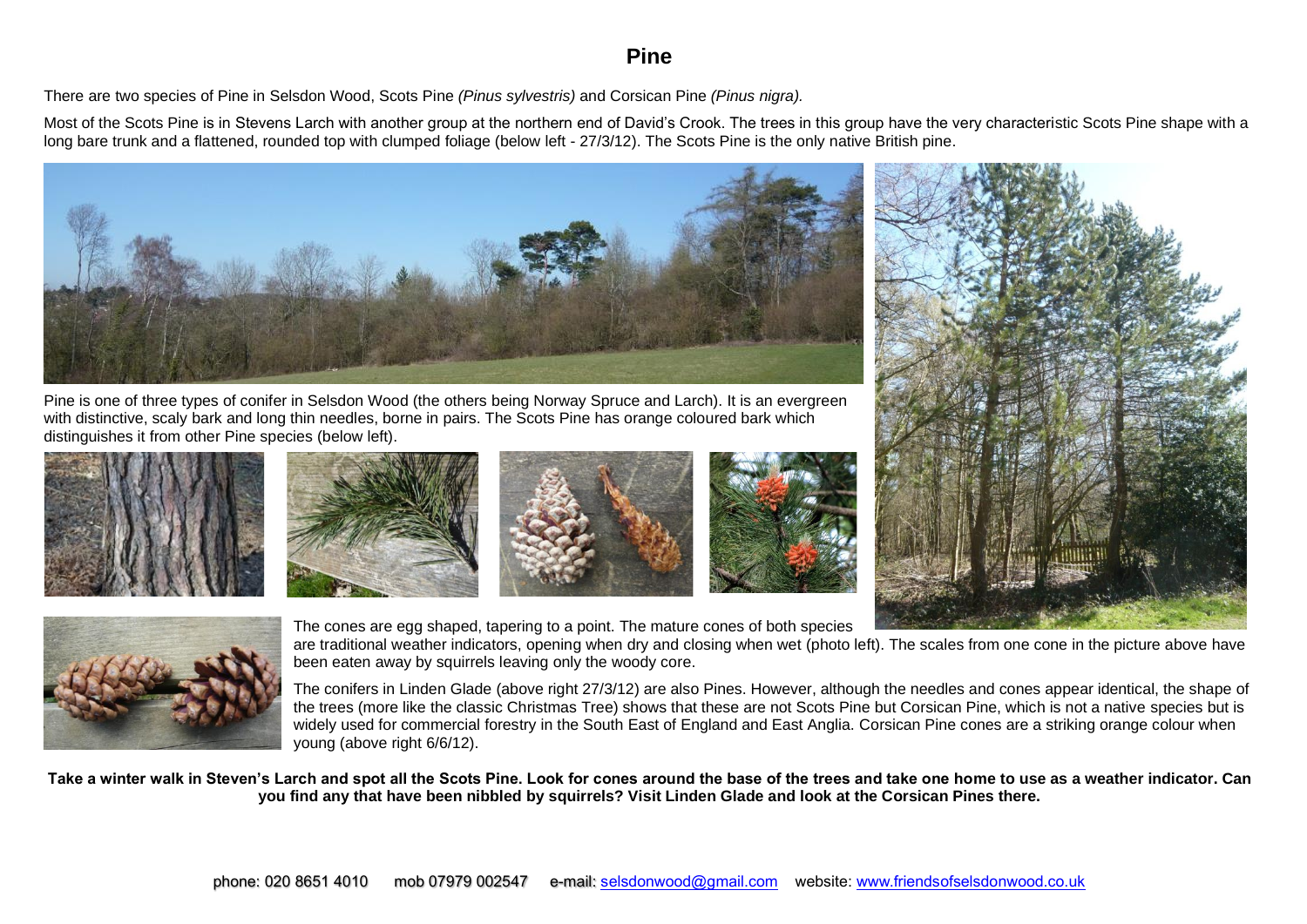# Pine

There are two species of Pine in Selsdon Wood, Scots Pine *(Pinus sylvestris)* and Corsican Pine *(Pinus nigra).*

Most of the Scots Pine is in Stevens Larch with another group at the northern end of David's Crook. The trees in this group have the very characteristic Scots Pine shape with a long bare trunk and a flattened, rounded top with clumped foliage (below left - 27/3/12). The Scots Pine is the only native British pine.

Pine is one of three types of conifer in Selsdon Wood (the others being Norway Spruce and Larch). It is an evergreen with distinctive, scaly bark and long thin needles, borne in pairs. The Scots Pine has orange coloured bark which distinguishes it from other Pine species (below left).

The cones are egg shaped, tapering to a point. The mature cones of both species are traditional weather indicators, opening when dry and closing when wet (photo left). The scales from one cone in the picture above have been eaten away by squirrels leaving only the woody core.

The conifers in Linden Glade (above right 27/3/12) are also Pines. However, although the needles and cones appear identical, the shape of the trees (more like the classic Christmas Tree) shows that these are not Scots Pine but Corsican Pine, which is not a native species but is widely used for commercial forestry in the South East of England and East Anglia. Corsican Pine cones are a striking orange colour when young (above right 6/6/12).

**Take a winter walk in Steven's Larch and spot all the Scots Pine. Look for cones around the base of the trees and take one home to use as a weather indicator. Can you find any that have been nibbled by squirrels? Visit Linden Glade and look at the Corsican Pines there.**

phone: 020 8651 4010 mob 07979 002547 e-mail: selsdonwood@gmail.com website: www.friendsofselsdonwood.co.uk